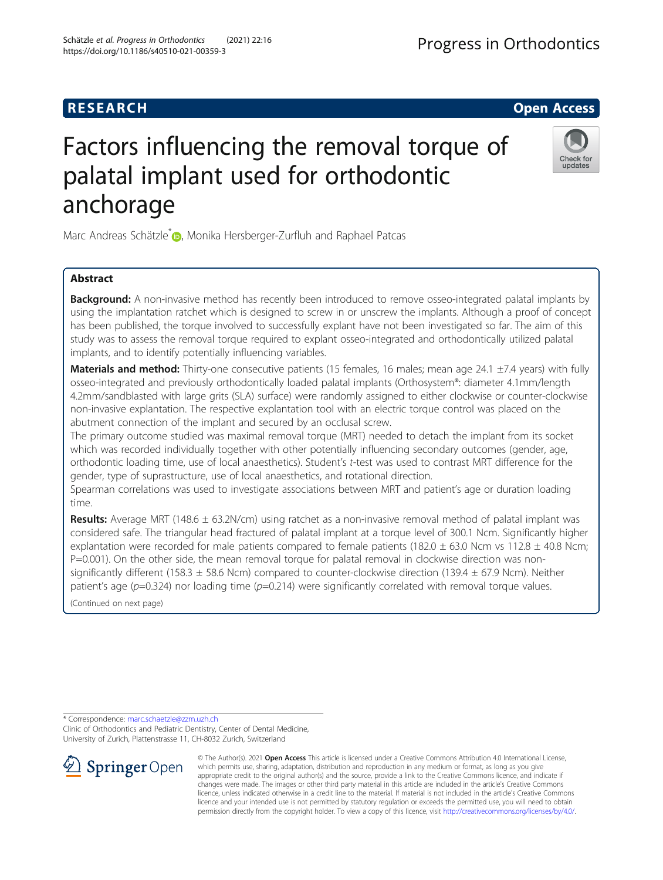RESEARCH Open Access

# Factors influencing the removal torque of palatal implant used for orthodontic anchorage

Marc Andreas Schätzle*, Monika Hersberger-Zurfluh and Raphael Patcas

## Abstract

**Background:** A non-invasive method has recently been introduced to remove osseo-integrated palatal implants by using the implantation ratchet which is designed to screw in or unscrew the implants. Although a proof of concept has been published, the torque involved to successfully explant have not been investigated so far. The aim of this study was to assess the removal torque required to explant osseo-integrated and orthodontically utilized palatal implants, and to identify potentially influencing variables.

**Materials and method:** Thirty-one consecutive patients (15 females, 16 males; mean age 24.1 ±7.4 years) with fully osseo-integrated and previously orthodontically loaded palatal implants (Orthosystem®: diameter 4.1mm/length 4.2mm/sandblasted with large grits (SLA) surface) were randomly assigned to either clockwise or counter-clockwise non-invasive explantation. The respective explantation tool with an electric torque control was placed on the abutment connection of the implant and secured by an occlusal screw.

The primary outcome studied was maximal removal torque (MRT) needed to detach the implant from its socket which was recorded individually together with other potentially influencing secondary outcomes (gender, age, orthodontic loading time, use of local anaesthetics). Student's *t*-test was used to contrast MRT difference for the gender, type of suprastructure, use of local anaesthetics, and rotational direction.

Spearman correlations was used to investigate associations between MRT and patient's age or duration loading time.

**Results:** Average MRT (148.6 ± 63.2N/cm) using ratchet as a non-invasive removal method of palatal implant was considered safe. The triangular head fractured of palatal implant at a torque level of 300.1 Ncm. Significantly higher explantation were recorded for male patients compared to female patients (182.0 ± 63.0 Ncm vs 112.8 ± 40.8 Ncm; P=0.001). On the other side, the mean removal torque for palatal removal in clockwise direction was non-significantly different (158.3 ± 58.6 Ncm) compared to counter-clockwise direction (139.4 ± 67.9 Ncm). Neither patient's age ($p$=0.324) nor loading time ($p$=0.214) were significantly correlated with removal torque values.

(Continued on next page)

---

* Correspondence: marc.schaetzle@zzm.uzh.ch
Clinic of Orthodontics and Pediatric Dentistry, Center of Dental Medicine, University of Zurich, Plattenstrasse 11, CH-8032 Zurich, Switzerland

© The Author(s). 2021 **Open Access** This article is licensed under a Creative Commons Attribution 4.0 International License, which permits use, sharing, adaptation, distribution and reproduction in any medium or format, as long as you give appropriate credit to the original author(s) and the source, provide a link to the Creative Commons licence, and indicate if changes were made. The images or other third party material in this article are included in the article's Creative Commons licence, unless indicated otherwise in a credit line to the material. If material is not included in the article's Creative Commons licence and your intended use is not permitted by statutory regulation or exceeds the permitted use, you will need to obtain permission directly from the copyright holder. To view a copy of this licence, visit http://creativecommons.org/licenses/by/4.0/.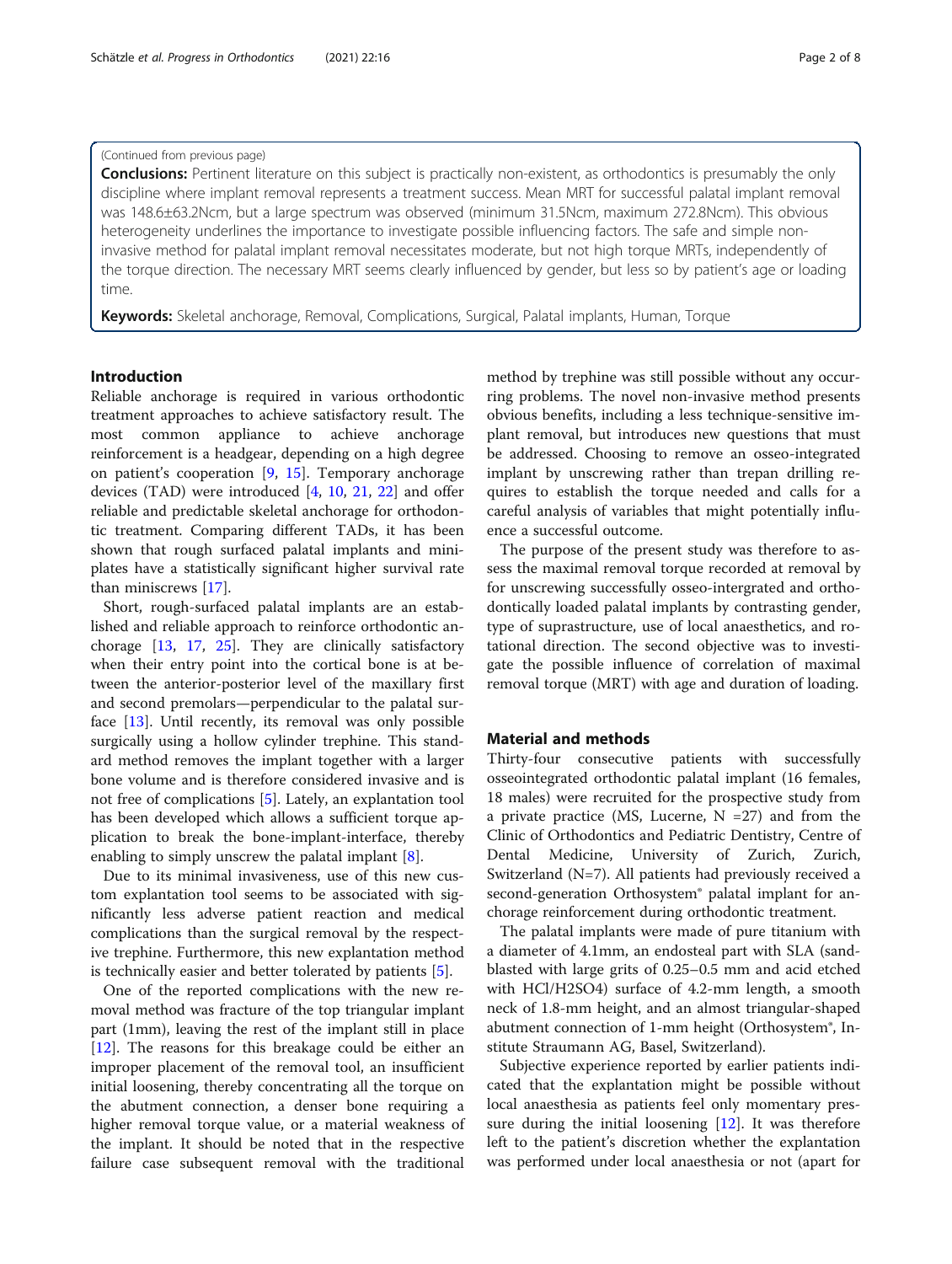(Continued from previous page)

**Conclusions:** Pertinent literature on this subject is practically non-existent, as orthodontics is presumably the only discipline where implant removal represents a treatment success. Mean MRT for successful palatal implant removal was 148.6±63.2Ncm, but a large spectrum was observed (minimum 31.5Ncm, maximum 272.8Ncm). This obvious heterogeneity underlines the importance to investigate possible influencing factors. The safe and simple non-invasive method for palatal implant removal necessitates moderate, but not high torque MRTs, independently of the torque direction. The necessary MRT seems clearly influenced by gender, but less so by patient's age or loading time.

**Keywords:** Skeletal anchorage, Removal, Complications, Surgical, Palatal implants, Human, Torque

## Introduction

Reliable anchorage is required in various orthodontic treatment approaches to achieve satisfactory result. The most common appliance to achieve anchorage reinforcement is a headgear, depending on a high degree on patient's cooperation [9, 15]. Temporary anchorage devices (TAD) were introduced [4, 10, 21, 22] and offer reliable and predictable skeletal anchorage for orthodontic treatment. Comparing different TADs, it has been shown that rough surfaced palatal implants and miniplates have a statistically significant higher survival rate than miniscrews [17].

Short, rough-surfaced palatal implants are an established and reliable approach to reinforce orthodontic anchorage [13, 17, 25]. They are clinically satisfactory when their entry point into the cortical bone is at between the anterior-posterior level of the maxillary first and second premolars—perpendicular to the palatal surface [13]. Until recently, its removal was only possible surgically using a hollow cylinder trephine. This standard method removes the implant together with a larger bone volume and is therefore considered invasive and is not free of complications [5]. Lately, an explantation tool has been developed which allows a sufficient torque application to break the bone-implant-interface, thereby enabling to simply unscrew the palatal implant [8].

Due to its minimal invasiveness, use of this new custom explantation tool seems to be associated with significantly less adverse patient reaction and medical complications than the surgical removal by the respective trephine. Furthermore, this new explantation method is technically easier and better tolerated by patients [5].

One of the reported complications with the new removal method was fracture of the top triangular implant part (1mm), leaving the rest of the implant still in place [12]. The reasons for this breakage could be either an improper placement of the removal tool, an insufficient initial loosening, thereby concentrating all the torque on the abutment connection, a denser bone requiring a higher removal torque value, or a material weakness of the implant. It should be noted that in the respective failure case subsequent removal with the traditional method by trephine was still possible without any occurring problems. The novel non-invasive method presents obvious benefits, including a less technique-sensitive implant removal, but introduces new questions that must be addressed. Choosing to remove an osseo-integrated implant by unscrewing rather than trepan drilling requires to establish the torque needed and calls for a careful analysis of variables that might potentially influence a successful outcome.

The purpose of the present study was therefore to assess the maximal removal torque recorded at removal by for unscrewing successfully osseo-intergrated and orthodontically loaded palatal implants by contrasting gender, type of suprastructure, use of local anaesthetics, and rotational direction. The second objective was to investigate the possible influence of correlation of maximal removal torque (MRT) with age and duration of loading.

## Material and methods

Thirty-four consecutive patients with successfully osseointegrated orthodontic palatal implant (16 females, 18 males) were recruited for the prospective study from a private practice (MS, Lucerne, N =27) and from the Clinic of Orthodontics and Pediatric Dentistry, Centre of Dental Medicine, University of Zurich, Zurich, Switzerland (N=7). All patients had previously received a second-generation Orthosystem® palatal implant for anchorage reinforcement during orthodontic treatment.

The palatal implants were made of pure titanium with a diameter of 4.1mm, an endosteal part with SLA (sandblasted with large grits of 0.25–0.5 mm and acid etched with $HCl/H_2SO_4$) surface of 4.2-mm length, a smooth neck of 1.8-mm height, and an almost triangular-shaped abutment connection of 1-mm height (Orthosystem®, Institute Straumann AG, Basel, Switzerland).

Subjective experience reported by earlier patients indicated that the explantation might be possible without local anaesthesia as patients feel only momentary pressure during the initial loosening [12]. It was therefore left to the patient's discretion whether the explantation was performed under local anaesthesia or not (apart for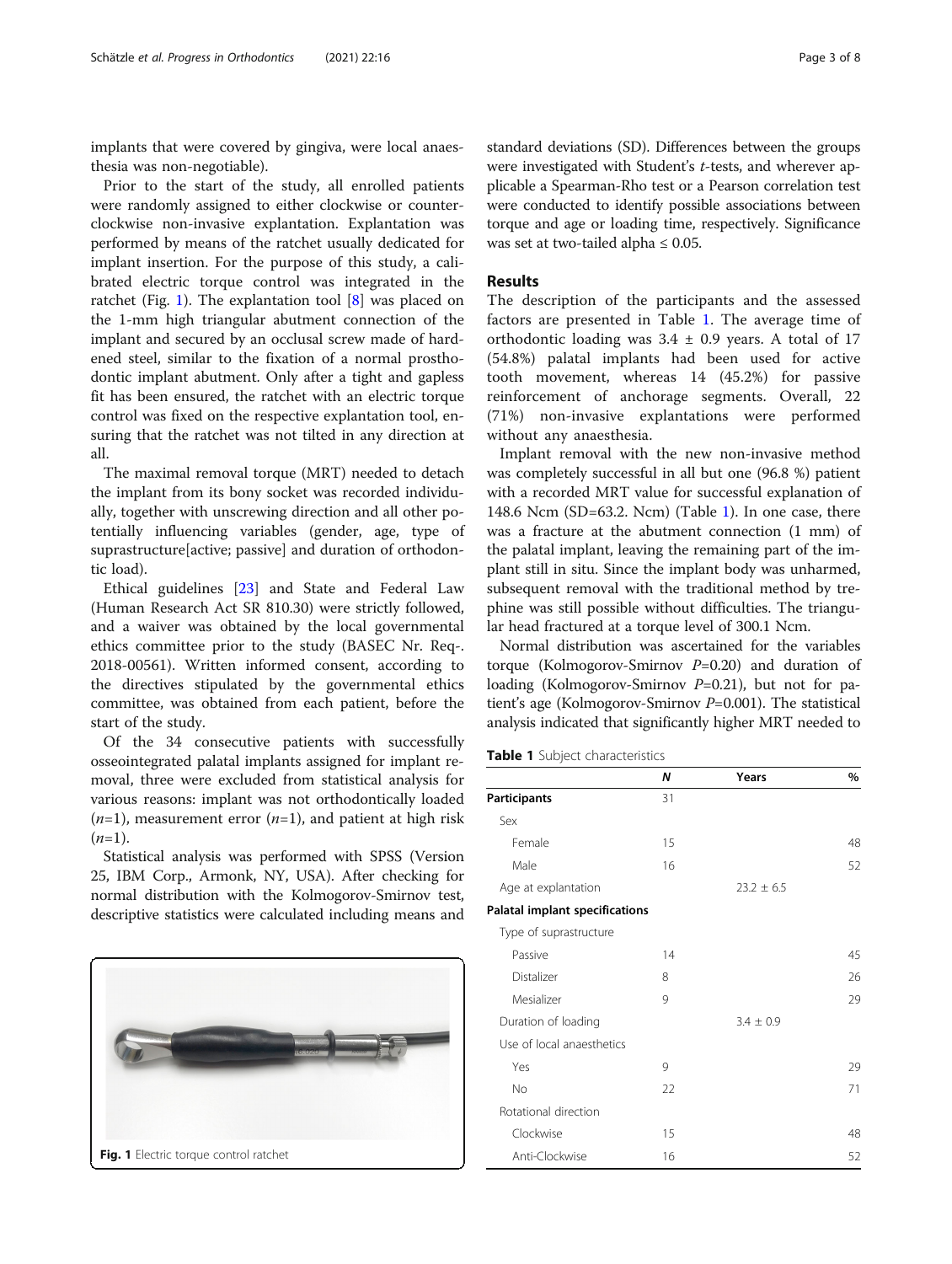implants that were covered by gingiva, were local anaesthesia was non-negotiable).

Prior to the start of the study, all enrolled patients were randomly assigned to either clockwise or counterclockwise non-invasive explantation. Explantation was performed by means of the ratchet usually dedicated for implant insertion. For the purpose of this study, a calibrated electric torque control was integrated in the ratchet (Fig. 1). The explantation tool [8] was placed on the 1-mm high triangular abutment connection of the implant and secured by an occlusal screw made of hardened steel, similar to the fixation of a normal prosthodontic implant abutment. Only after a tight and gapless fit has been ensured, the ratchet with an electric torque control was fixed on the respective explantation tool, ensuring that the ratchet was not tilted in any direction at all.

The maximal removal torque (MRT) needed to detach the implant from its bony socket was recorded individually, together with unscrewing direction and all other potentially influencing variables (gender, age, type of suprastructure[active; passive] and duration of orthodontic load).

Ethical guidelines [23] and State and Federal Law (Human Research Act SR 810.30) were strictly followed, and a waiver was obtained by the local governmental ethics committee prior to the study (BASEC Nr. Req-. 2018-00561). Written informed consent, according to the directives stipulated by the governmental ethics committee, was obtained from each patient, before the start of the study.

Of the 34 consecutive patients with successfully osseointegrated palatal implants assigned for implant removal, three were excluded from statistical analysis for various reasons: implant was not orthodontically loaded ($n$=1), measurement error ($n$=1), and patient at high risk ($n$=1).

Statistical analysis was performed with SPSS (Version 25, IBM Corp., Armonk, NY, USA). After checking for normal distribution with the Kolmogorov-Smirnov test, descriptive statistics were calculated including means and standard deviations (SD). Differences between the groups were investigated with Student's $t$-tests, and wherever applicable a Spearman-Rho test or a Pearson correlation test were conducted to identify possible associations between torque and age or loading time, respectively. Significance was set at two-tailed alpha ≤ 0.05.

Fig. 1 Electric torque control ratchet

## Results

The description of the participants and the assessed factors are presented in Table 1. The average time of orthodontic loading was 3.4 ± 0.9 years. A total of 17 (54.8%) palatal implants had been used for active tooth movement, whereas 14 (45.2%) for passive reinforcement of anchorage segments. Overall, 22 (71%) non-invasive explantations were performed without any anaesthesia.

Implant removal with the new non-invasive method was completely successful in all but one (96.8 %) patient with a recorded MRT value for successful explanation of 148.6 Ncm (SD=63.2. Ncm) (Table 1). In one case, there was a fracture at the abutment connection (1 mm) of the palatal implant, leaving the remaining part of the implant still in situ. Since the implant body was unharmed, subsequent removal with the traditional method by trephine was still possible without difficulties. The triangular head fractured at a torque level of 300.1 Ncm.

Normal distribution was ascertained for the variables torque (Kolmogorov-Smirnov $P$=0.20) and duration of loading (Kolmogorov-Smirnov $P$=0.21), but not for patient's age (Kolmogorov-Smirnov $P$=0.001). The statistical analysis indicated that significantly higher MRT needed to

**Table 1** Subject characteristics

| | *N* | Years | % |
|---|---|---|---|
| **Participants** | 31 | | |
| Sex | | | |
| Female | 15 | | 48 |
| Male | 16 | | 52 |
| Age at explantation | | 23.2 ± 6.5 | |
| **Palatal implant specifications** | | | |
| Type of suprastructure | | | |
| Passive | 14 | | 45 |
| Distalizer | 8 | | 26 |
| Mesializer | 9 | | 29 |
| Duration of loading | | 3.4 ± 0.9 | |
| Use of local anaesthetics | | | |
| Yes | 9 | | 29 |
| No | 22 | | 71 |
| Rotational direction | | | |
| Clockwise | 15 | | 48 |
| Anti-Clockwise | 16 | | 52 |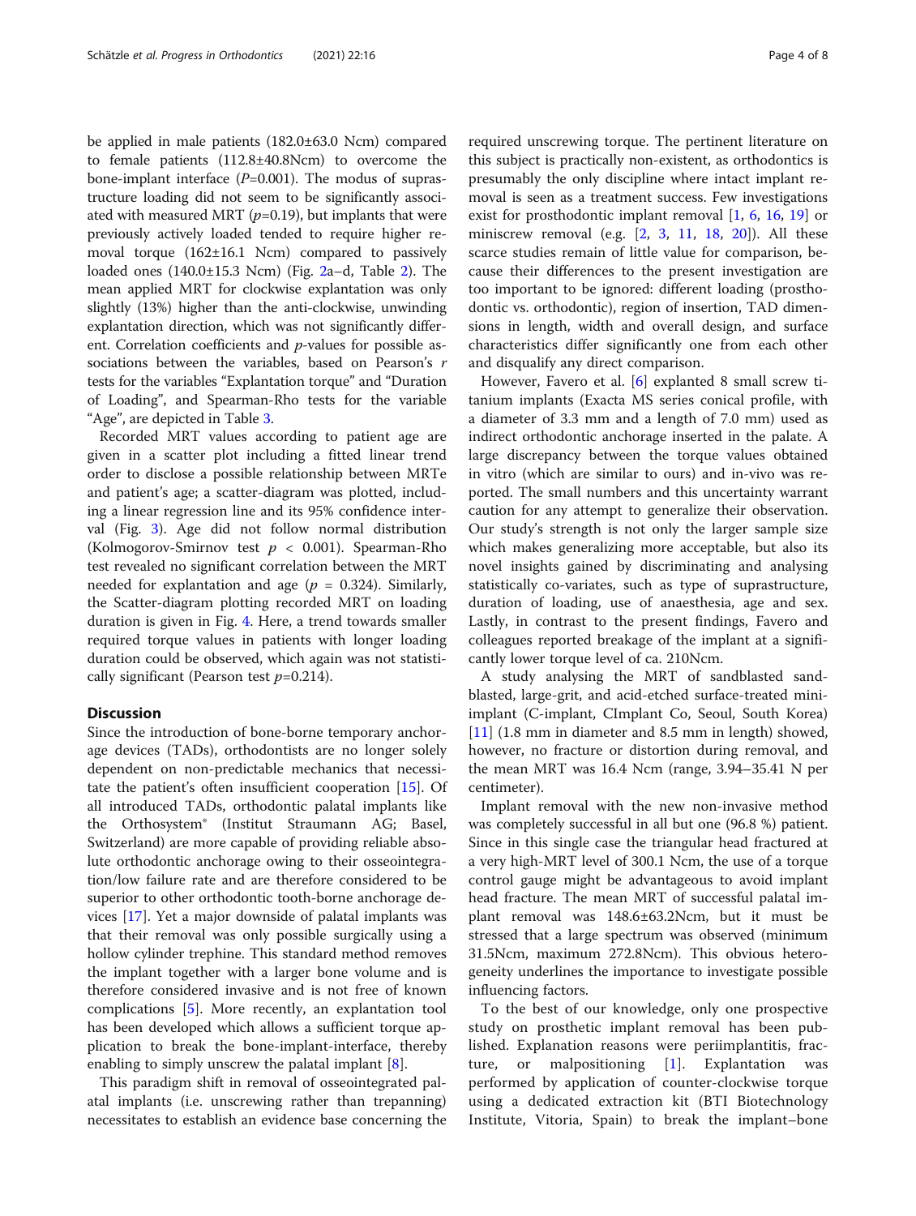be applied in male patients (182.0±63.0 Ncm) compared to female patients (112.8±40.8Ncm) to overcome the bone-implant interface ($P$=0.001). The modus of suprastructure loading did not seem to be significantly associated with measured MRT ($p$=0.19), but implants that were previously actively loaded tended to require higher removal torque (162±16.1 Ncm) compared to passively loaded ones (140.0±15.3 Ncm) (Fig. 2a–d, Table 2). The mean applied MRT for clockwise explantation was only slightly (13%) higher than the anti-clockwise, unwinding explantation direction, which was not significantly different. Correlation coefficients and $p$-values for possible associations between the variables, based on Pearson's $r$ tests for the variables "Explantation torque" and "Duration of Loading", and Spearman-Rho tests for the variable "Age", are depicted in Table 3.

Recorded MRT values according to patient age are given in a scatter plot including a fitted linear trend order to disclose a possible relationship between MRTe and patient's age; a scatter-diagram was plotted, including a linear regression line and its 95% confidence interval (Fig. 3). Age did not follow normal distribution (Kolmogorov-Smirnov test $p < 0.001$). Spearman-Rho test revealed no significant correlation between the MRT needed for explantation and age ($p$ = 0.324). Similarly, the Scatter-diagram plotting recorded MRT on loading duration is given in Fig. 4. Here, a trend towards smaller required torque values in patients with longer loading duration could be observed, which again was not statistically significant (Pearson test $p$=0.214).

## Discussion

Since the introduction of bone-borne temporary anchorage devices (TADs), orthodontists are no longer solely dependent on non-predictable mechanics that necessitate the patient's often insufficient cooperation [15]. Of all introduced TADs, orthodontic palatal implants like the Orthosystem® (Institut Straumann AG; Basel, Switzerland) are more capable of providing reliable absolute orthodontic anchorage owing to their osseointegration/low failure rate and are therefore considered to be superior to other orthodontic tooth-borne anchorage devices [17]. Yet a major downside of palatal implants was that their removal was only possible surgically using a hollow cylinder trephine. This standard method removes the implant together with a larger bone volume and is therefore considered invasive and is not free of known complications [5]. More recently, an explantation tool has been developed which allows a sufficient torque application to break the bone-implant-interface, thereby enabling to simply unscrew the palatal implant [8].

This paradigm shift in removal of osseointegrated palatal implants (i.e. unscrewing rather than trepanning) necessitates to establish an evidence base concerning the required unscrewing torque. The pertinent literature on this subject is practically non-existent, as orthodontics is presumably the only discipline where intact implant removal is seen as a treatment success. Few investigations exist for prosthodontic implant removal [1, 6, 16, 19] or miniscrew removal (e.g. [2, 3, 11, 18, 20]). All these scarce studies remain of little value for comparison, because their differences to the present investigation are too important to be ignored: different loading (prosthodontic vs. orthodontic), region of insertion, TAD dimensions in length, width and overall design, and surface characteristics differ significantly one from each other and disqualify any direct comparison.

However, Favero et al. [6] explanted 8 small screw titanium implants (Exacta MS series conical profile, with a diameter of 3.3 mm and a length of 7.0 mm) used as indirect orthodontic anchorage inserted in the palate. A large discrepancy between the torque values obtained in vitro (which are similar to ours) and in-vivo was reported. The small numbers and this uncertainty warrant caution for any attempt to generalize their observation. Our study's strength is not only the larger sample size which makes generalizing more acceptable, but also its novel insights gained by discriminating and analysing statistically co-variates, such as type of suprastructure, duration of loading, use of anaesthesia, age and sex. Lastly, in contrast to the present findings, Favero and colleagues reported breakage of the implant at a significantly lower torque level of ca. 210Ncm.

A study analysing the MRT of sandblasted sandblasted, large-grit, and acid-etched surface-treated mini-implant (C-implant, CImplant Co, Seoul, South Korea) [11] (1.8 mm in diameter and 8.5 mm in length) showed, however, no fracture or distortion during removal, and the mean MRT was 16.4 Ncm (range, 3.94–35.41 N per centimeter).

Implant removal with the new non-invasive method was completely successful in all but one (96.8 %) patient. Since in this single case the triangular head fractured at a very high-MRT level of 300.1 Ncm, the use of a torque control gauge might be advantageous to avoid implant head fracture. The mean MRT of successful palatal implant removal was 148.6±63.2Ncm, but it must be stressed that a large spectrum was observed (minimum 31.5Ncm, maximum 272.8Ncm). This obvious heterogeneity underlines the importance to investigate possible influencing factors.

To the best of our knowledge, only one prospective study on prosthetic implant removal has been published. Explanation reasons were periimplantitis, fracture, or malpositioning [1]. Explantation was performed by application of counter-clockwise torque using a dedicated extraction kit (BTI Biotechnology Institute, Vitoria, Spain) to break the implant–bone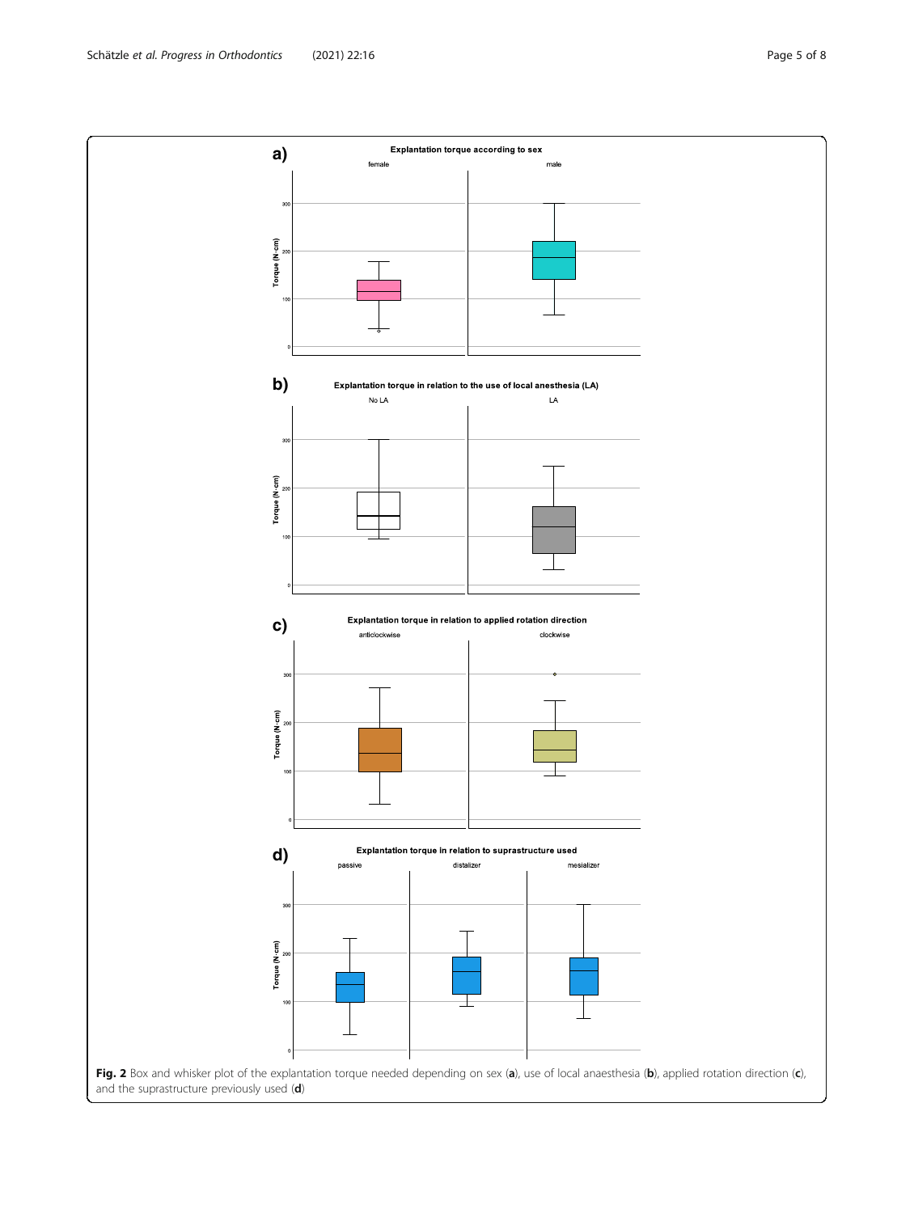**Fig. 2** Box and whisker plot of the explantation torque needed depending on sex (**a**), use of local anaesthesia (**b**), applied rotation direction (**c**), and the suprastructure previously used (**d**)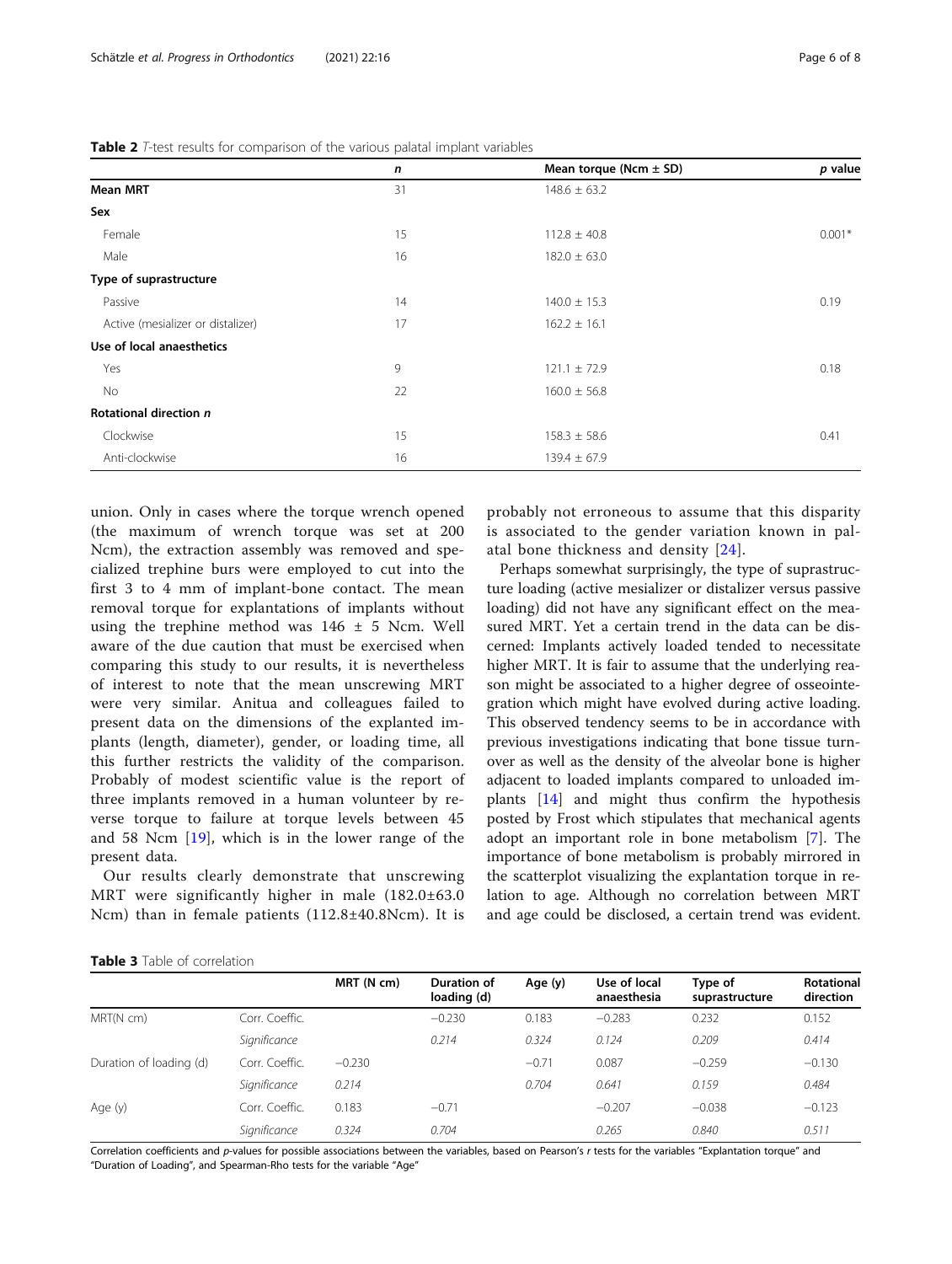**Table 2** *T*-test results for comparison of the various palatal implant variables

| | *n* | Mean torque (Ncm ± SD) | *p* value |
|---|---|---|---|
| **Mean MRT** | 31 | 148.6 ± 63.2 | |
| **Sex** | | | |
| Female | 15 | 112.8 ± 40.8 | 0.001* |
| Male | 16 | 182.0 ± 63.0 | |
| **Type of suprastructure** | | | |
| Passive | 14 | 140.0 ± 15.3 | 0.19 |
| Active (mesializer or distalizer) | 17 | 162.2 ± 16.1 | |
| **Use of local anaesthetics** | | | |
| Yes | 9 | 121.1 ± 72.9 | 0.18 |
| No | 22 | 160.0 ± 56.8 | |
| **Rotational direction *n*** | | | |
| Clockwise | 15 | 158.3 ± 58.6 | 0.41 |
| Anti-clockwise | 16 | 139.4 ± 67.9 | |

union. Only in cases where the torque wrench opened (the maximum of wrench torque was set at 200 Ncm), the extraction assembly was removed and specialized trephine burs were employed to cut into the first 3 to 4 mm of implant-bone contact. The mean removal torque for explantations of implants without using the trephine method was 146 ± 5 Ncm. Well aware of the due caution that must be exercised when comparing this study to our results, it is nevertheless of interest to note that the mean unscrewing MRT were very similar. Anitua and colleagues failed to present data on the dimensions of the explanted implants (length, diameter), gender, or loading time, all this further restricts the validity of the comparison. Probably of modest scientific value is the report of three implants removed in a human volunteer by reverse torque to failure at torque levels between 45 and 58 Ncm [19], which is in the lower range of the present data.

Our results clearly demonstrate that unscrewing MRT were significantly higher in male (182.0±63.0 Ncm) than in female patients (112.8±40.8Ncm). It is probably not erroneous to assume that this disparity is associated to the gender variation known in palatal bone thickness and density [24].

Perhaps somewhat surprisingly, the type of suprastructure loading (active mesializer or distalizer versus passive loading) did not have any significant effect on the measured MRT. Yet a certain trend in the data can be discerned: Implants actively loaded tended to necessitate higher MRT. It is fair to assume that the underlying reason might be associated to a higher degree of osseointegration which might have evolved during active loading. This observed tendency seems to be in accordance with previous investigations indicating that bone tissue turnover as well as the density of the alveolar bone is higher adjacent to loaded implants compared to unloaded implants [14] and might thus confirm the hypothesis posted by Frost which stipulates that mechanical agents adopt an important role in bone metabolism [7]. The importance of bone metabolism is probably mirrored in the scatterplot visualizing the explantation torque in relation to age. Although no correlation between MRT and age could be disclosed, a certain trend was evident.

**Table 3** Table of correlation

| | | MRT (N cm) | Duration of loading (d) | Age (y) | Use of local anaesthesia | Type of suprastructure | Rotational direction |
|---|---|---|---|---|---|---|---|
| MRT(N cm) | Corr. Coeffic. | | −0.230 | 0.183 | −0.283 | 0.232 | 0.152 |
| | *Significance* | | *0.214* | *0.324* | *0.124* | *0.209* | *0.414* |
| Duration of loading (d) | Corr. Coeffic. | −0.230 | | −0.71 | 0.087 | −0.259 | −0.130 |
| | *Significance* | *0.214* | | *0.704* | *0.641* | *0.159* | *0.484* |
| Age (y) | Corr. Coeffic. | 0.183 | −0.71 | | −0.207 | −0.038 | −0.123 |
| | *Significance* | *0.324* | *0.704* | | *0.265* | *0.840* | *0.511* |

Correlation coefficients and *p*-values for possible associations between the variables, based on Pearson's *r* tests for the variables "Explantation torque" and "Duration of Loading", and Spearman-Rho tests for the variable "Age"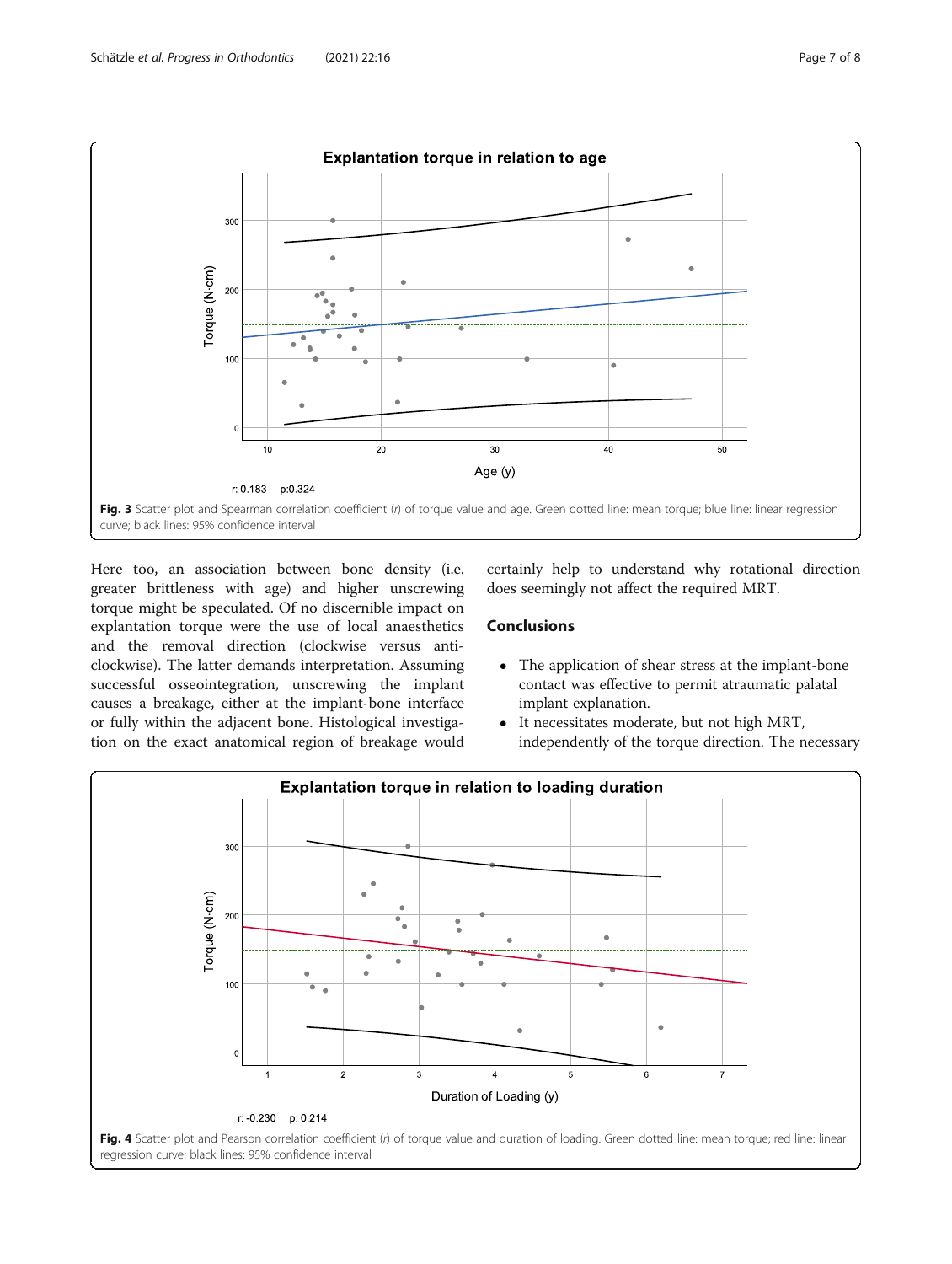Fig. 3 Scatter plot and Spearman correlation coefficient (*r*) of torque value and age. Green dotted line: mean torque; blue line: linear regression curve; black lines: 95% confidence interval

Here too, an association between bone density (i.e. greater brittleness with age) and higher unscrewing torque might be speculated. Of no discernible impact on explantation torque were the use of local anaesthetics and the removal direction (clockwise versus anti-clockwise). The latter demands interpretation. Assuming successful osseointegration, unscrewing the implant causes a breakage, either at the implant-bone interface or fully within the adjacent bone. Histological investigation on the exact anatomical region of breakage would certainly help to understand why rotational direction does seemingly not affect the required MRT.

## Conclusions

- The application of shear stress at the implant-bone contact was effective to permit atraumatic palatal implant explanation.
- It necessitates moderate, but not high MRT, independently of the torque direction. The necessary

Fig. 4 Scatter plot and Pearson correlation coefficient (*r*) of torque value and duration of loading. Green dotted line: mean torque; red line: linear regression curve; black lines: 95% confidence interval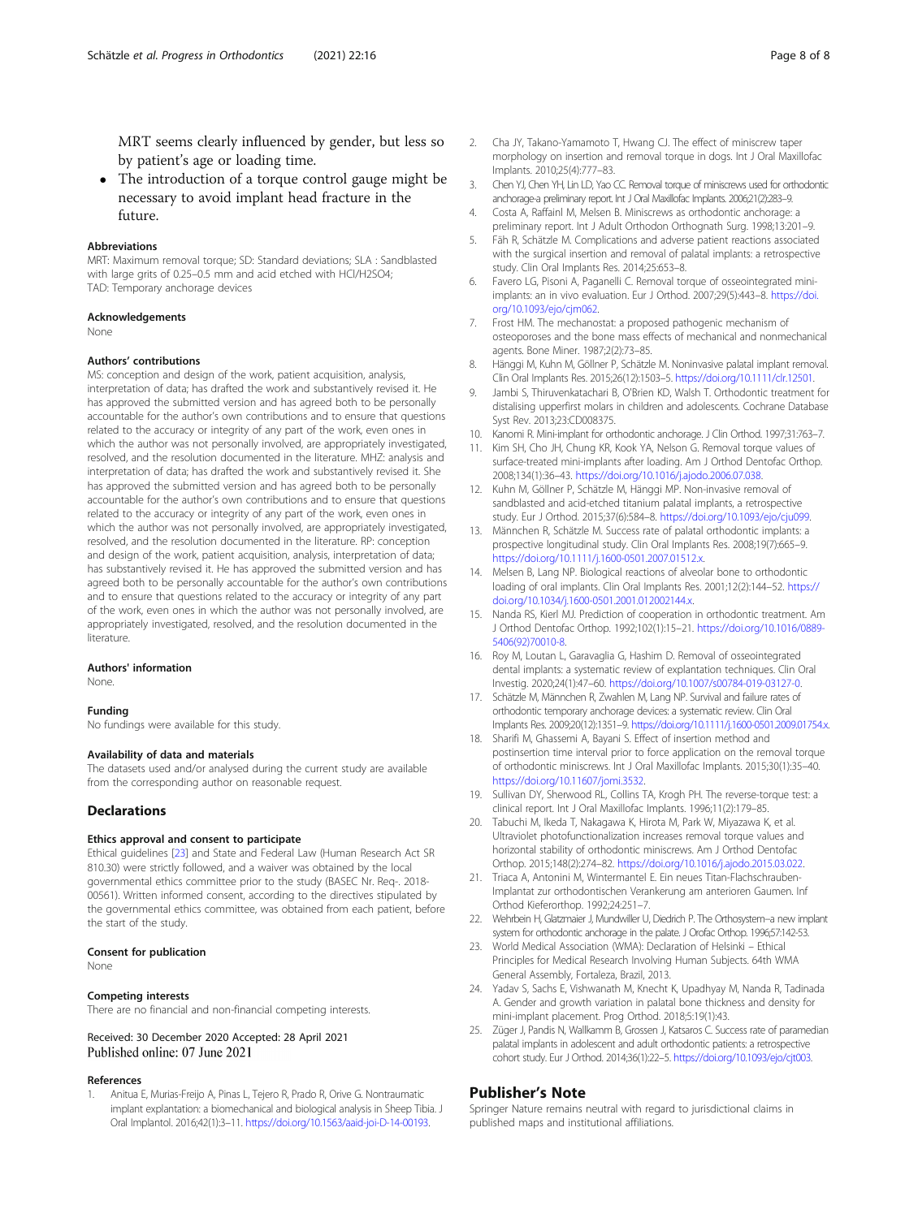MRT seems clearly influenced by gender, but less so by patient's age or loading time.

- The introduction of a torque control gauge might be necessary to avoid implant head fracture in the future.

### Abbreviations

MRT: Maximum removal torque; SD: Standard deviations; SLA : Sandblasted with large grits of 0.25–0.5 mm and acid etched with HCl/H2SO4; TAD: Temporary anchorage devices

### Acknowledgements

None

### Authors' contributions

MS: conception and design of the work, patient acquisition, analysis, interpretation of data; has drafted the work and substantively revised it. He has approved the submitted version and has agreed both to be personally accountable for the author's own contributions and to ensure that questions related to the accuracy or integrity of any part of the work, even ones in which the author was not personally involved, are appropriately investigated, resolved, and the resolution documented in the literature. MHZ: analysis and interpretation of data; has drafted the work and substantively revised it. She has approved the submitted version and has agreed both to be personally accountable for the author's own contributions and to ensure that questions related to the accuracy or integrity of any part of the work, even ones in which the author was not personally involved, are appropriately investigated, resolved, and the resolution documented in the literature. RP: conception and design of the work, patient acquisition, analysis, interpretation of data; has substantively revised it. He has approved the submitted version and has agreed both to be personally accountable for the author's own contributions and to ensure that questions related to the accuracy or integrity of any part of the work, even ones in which the author was not personally involved, are appropriately investigated, resolved, and the resolution documented in the literature.

### Authors' information

None.

### Funding

No fundings were available for this study.

### Availability of data and materials

The datasets used and/or analysed during the current study are available from the corresponding author on reasonable request.

## Declarations

### Ethics approval and consent to participate

Ethical guidelines [23] and State and Federal Law (Human Research Act SR 810.30) were strictly followed, and a waiver was obtained by the local governmental ethics committee prior to the study (BASEC Nr. Req-. 2018-00561). Written informed consent, according to the directives stipulated by the governmental ethics committee, was obtained from each patient, before the start of the study.

### Consent for publication

None

### Competing interests

There are no financial and non-financial competing interests.

Received: 30 December 2020 Accepted: 28 April 2021
Published online: 07 June 2021

### References

1. Anitua E, Murias-Freijo A, Pinas L, Tejero R, Prado R, Orive G. Nontraumatic implant explantation: a biomechanical and biological analysis in Sheep Tibia. J Oral Implantol. 2016;42(1):3–11. https://doi.org/10.1563/aaid-joi-D-14-00193.
2. Cha JY, Takano-Yamamoto T, Hwang CJ. The effect of miniscrew taper morphology on insertion and removal torque in dogs. Int J Oral Maxillofac Implants. 2010;25(4):777–83.
3. Chen YJ, Chen YH, Lin LD, Yao CC. Removal torque of miniscrews used for orthodontic anchorage-a preliminary report. Int J Oral Maxillofac Implants. 2006;21(2):283–9.
4. Costa A, Raffainl M, Melsen B. Miniscrews as orthodontic anchorage: a preliminary report. Int J Adult Orthodon Orthognath Surg. 1998;13:201–9.
5. Fäh R, Schätzle M. Complications and adverse patient reactions associated with the surgical insertion and removal of palatal implants: a retrospective study. Clin Oral Implants Res. 2014;25:653–8.
6. Favero LG, Pisoni A, Paganelli C. Removal torque of osseointegrated mini-implants: an in vivo evaluation. Eur J Orthod. 2007;29(5):443–8. https://doi.org/10.1093/ejo/cjm062.
7. Frost HM. The mechanostat: a proposed pathogenic mechanism of osteoporoses and the bone mass effects of mechanical and nonmechanical agents. Bone Miner. 1987;2(2):73–85.
8. Hänggi M, Kuhn M, Göllner P, Schätzle M. Noninvasive palatal implant removal. Clin Oral Implants Res. 2015;26(12):1503–5. https://doi.org/10.1111/clr.12501.
9. Jambi S, Thiruvenkatachari B, O'Brien KD, Walsh T. Orthodontic treatment for distalising upperfirst molars in children and adolescents. Cochrane Database Syst Rev. 2013;23:CD008375.
10. Kanomi R. Mini-implant for orthodontic anchorage. J Clin Orthod. 1997;31:763–7.
11. Kim SH, Cho JH, Chung KR, Kook YA, Nelson G. Removal torque values of surface-treated mini-implants after loading. Am J Orthod Dentofac Orthop. 2008;134(1):36–43. https://doi.org/10.1016/j.ajodo.2006.07.038.
12. Kuhn M, Göllner P, Schätzle M, Hänggi MP. Non-invasive removal of sandblasted and acid-etched titanium palatal implants, a retrospective study. Eur J Orthod. 2015;37(6):584–8. https://doi.org/10.1093/ejo/cju099.
13. Männchen R, Schätzle M. Success rate of palatal orthodontic implants: a prospective longitudinal study. Clin Oral Implants Res. 2008;19(7):665–9. https://doi.org/10.1111/j.1600-0501.2007.01512.x.
14. Melsen B, Lang NP. Biological reactions of alveolar bone to orthodontic loading of oral implants. Clin Oral Implants Res. 2001;12(2):144–52. https://doi.org/10.1034/j.1600-0501.2001.012002144.x.
15. Nanda RS, Kierl MJ. Prediction of cooperation in orthodontic treatment. Am J Orthod Dentofac Orthop. 1992;102(1):15–21. https://doi.org/10.1016/0889-5406(92)70010-8.
16. Roy M, Loutan L, Garavaglia G, Hashim D. Removal of osseointegrated dental implants: a systematic review of explantation techniques. Clin Oral Investig. 2020;24(1):47–60. https://doi.org/10.1007/s00784-019-03127-0.
17. Schätzle M, Männchen R, Zwahlen M, Lang NP. Survival and failure rates of orthodontic temporary anchorage devices: a systematic review. Clin Oral Implants Res. 2009;20(12):1351–9. https://doi.org/10.1111/j.1600-0501.2009.01754.x.
18. Sharifi M, Ghassemi A, Bayani S. Effect of insertion method and postinsertion time interval prior to force application on the removal torque of orthodontic miniscrews. Int J Oral Maxillofac Implants. 2015;30(1):35–40. https://doi.org/10.11607/jomi.3532.
19. Sullivan DY, Sherwood RL, Collins TA, Krogh PH. The reverse-torque test: a clinical report. Int J Oral Maxillofac Implants. 1996;11(2):179–85.
20. Tabuchi M, Ikeda T, Nakagawa K, Hirota M, Park W, Miyazawa K, et al. Ultraviolet photofunctionalization increases removal torque values and horizontal stability of orthodontic miniscrews. Am J Orthod Dentofac Orthop. 2015;148(2):274–82. https://doi.org/10.1016/j.ajodo.2015.03.022.
21. Triaca A, Antonini M, Wintermantel E. Ein neues Titan-Flachschrauben-Implantat zur orthodontischen Verankerung am anterioren Gaumen. Inf Orthod Kieferorthop. 1992;24:251–7.
22. Wehrbein H, Glatzmaier J, Mundwiller U, Diedrich P. The Orthosystem–a new implant system for orthodontic anchorage in the palate. J Orofac Orthop. 1996;57:142-53.
23. World Medical Association (WMA): Declaration of Helsinki – Ethical Principles for Medical Research Involving Human Subjects. 64th WMA General Assembly, Fortaleza, Brazil, 2013.
24. Yadav S, Sachs E, Vishwanath M, Knecht K, Upadhyay M, Nanda R, Tadinada A. Gender and growth variation in palatal bone thickness and density for mini-implant placement. Prog Orthod. 2018;5:19(1):43.
25. Züger J, Pandis N, Wallkamm B, Grossen J, Katsaros C. Success rate of paramedian palatal implants in adolescent and adult orthodontic patients: a retrospective cohort study. Eur J Orthod. 2014;36(1):22–5. https://doi.org/10.1093/ejo/cjt003.

## Publisher's Note

Springer Nature remains neutral with regard to jurisdictional claims in published maps and institutional affiliations.